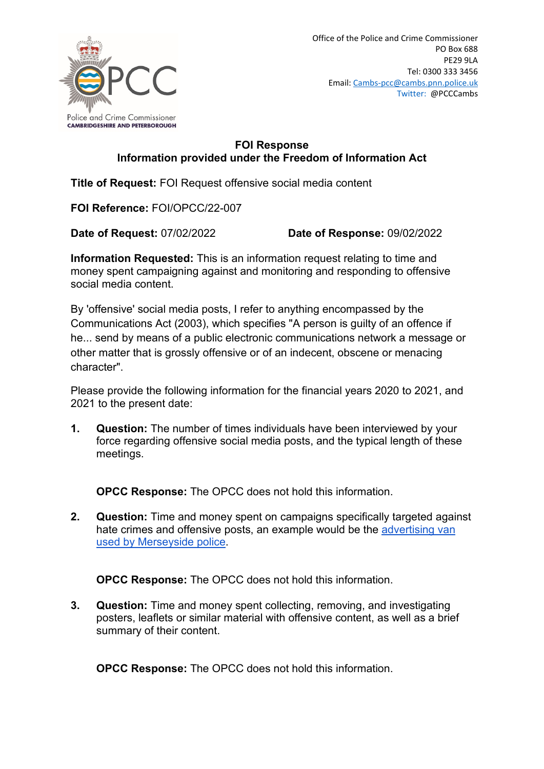Office of the Police and Crime Commissioner
PO Box 688
PE29 9LA
Tel: 0300 333 3456
Email: Cambs-pcc@cambs.pnn.police.uk
Twitter: @PCCCambs

Police and Crime Commissioner
CAMBRIDGESHIRE AND PETERBOROUGH

## FOI Response
## Information provided under the Freedom of Information Act

**Title of Request:** FOI Request offensive social media content

**FOI Reference:** FOI/OPCC/22-007

**Date of Request:** 07/02/2022 **Date of Response:** 09/02/2022

**Information Requested:** This is an information request relating to time and money spent campaigning against and monitoring and responding to offensive social media content.

By 'offensive' social media posts, I refer to anything encompassed by the Communications Act (2003), which specifies "A person is guilty of an offence if he... send by means of a public electronic communications network a message or other matter that is grossly offensive or of an indecent, obscene or menacing character".

Please provide the following information for the financial years 2020 to 2021, and 2021 to the present date:

1. **Question:** The number of times individuals have been interviewed by your force regarding offensive social media posts, and the typical length of these meetings.

   **OPCC Response:** The OPCC does not hold this information.

2. **Question:** Time and money spent on campaigns specifically targeted against hate crimes and offensive posts, an example would be the advertising van used by Merseyside police.

   **OPCC Response:** The OPCC does not hold this information.

3. **Question:** Time and money spent collecting, removing, and investigating posters, leaflets or similar material with offensive content, as well as a brief summary of their content.

   **OPCC Response:** The OPCC does not hold this information.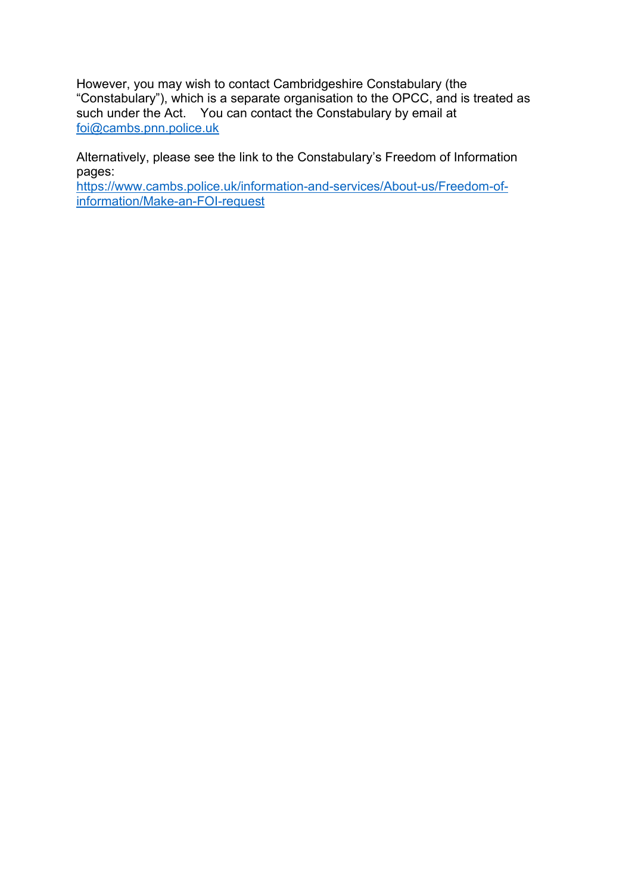However, you may wish to contact Cambridgeshire Constabulary (the "Constabulary"), which is a separate organisation to the OPCC, and is treated as such under the Act.  You can contact the Constabulary by email at foi@cambs.pnn.police.uk

Alternatively, please see the link to the Constabulary's Freedom of Information pages:
https://www.cambs.police.uk/information-and-services/About-us/Freedom-of-information/Make-an-FOI-request